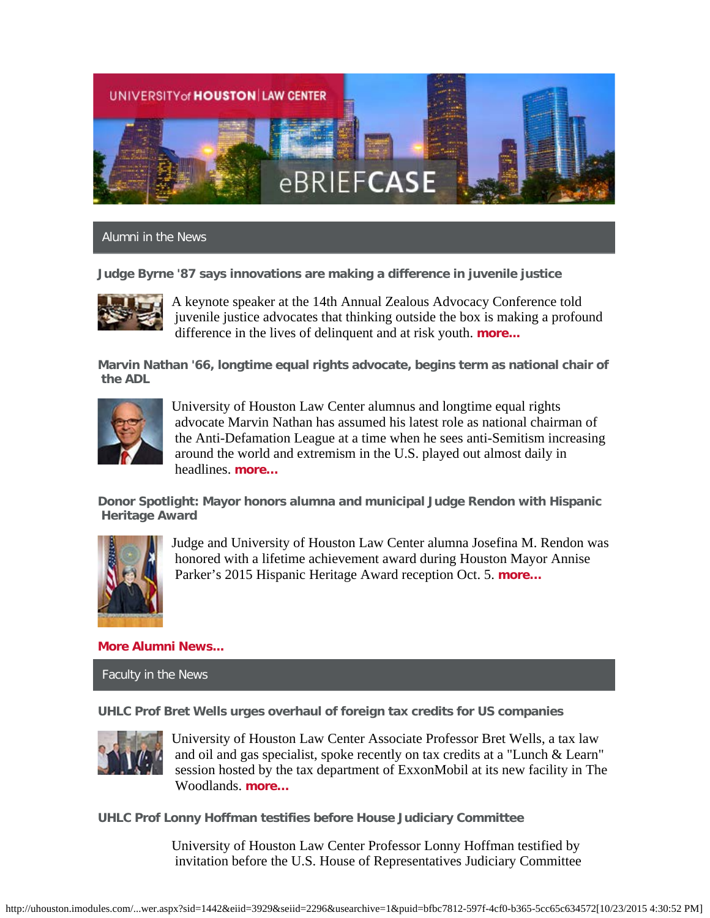UNIVERSITY of HOUSTON | LAW CENTER

eBRIEFCASE

## Alumni in the News

### Judge Byrne '87 says innovations are making a difference in juvenile justice

A keynote speaker at the 14th Annual Zealous Advocacy Conference told juvenile justice advocates that thinking outside the box is making a profound difference in the lives of delinquent and at risk youth. **more...**

### Marvin Nathan '66, longtime equal rights advocate, begins term as national chair of the ADL

University of Houston Law Center alumnus and longtime equal rights advocate Marvin Nathan has assumed his latest role as national chairman of the Anti-Defamation League at a time when he sees anti-Semitism increasing around the world and extremism in the U.S. played out almost daily in headlines. **more...**

### Donor Spotlight: Mayor honors alumna and municipal Judge Rendon with Hispanic Heritage Award

Judge and University of Houston Law Center alumna Josefina M. Rendon was honored with a lifetime achievement award during Houston Mayor Annise Parker's 2015 Hispanic Heritage Award reception Oct. 5. **more...**

**More Alumni News...**

## Faculty in the News

### UHLC Prof Bret Wells urges overhaul of foreign tax credits for US companies

University of Houston Law Center Associate Professor Bret Wells, a tax law and oil and gas specialist, spoke recently on tax credits at a "Lunch & Learn" session hosted by the tax department of ExxonMobil at its new facility in The Woodlands. **more...**

### UHLC Prof Lonny Hoffman testifies before House Judiciary Committee

University of Houston Law Center Professor Lonny Hoffman testified by invitation before the U.S. House of Representatives Judiciary Committee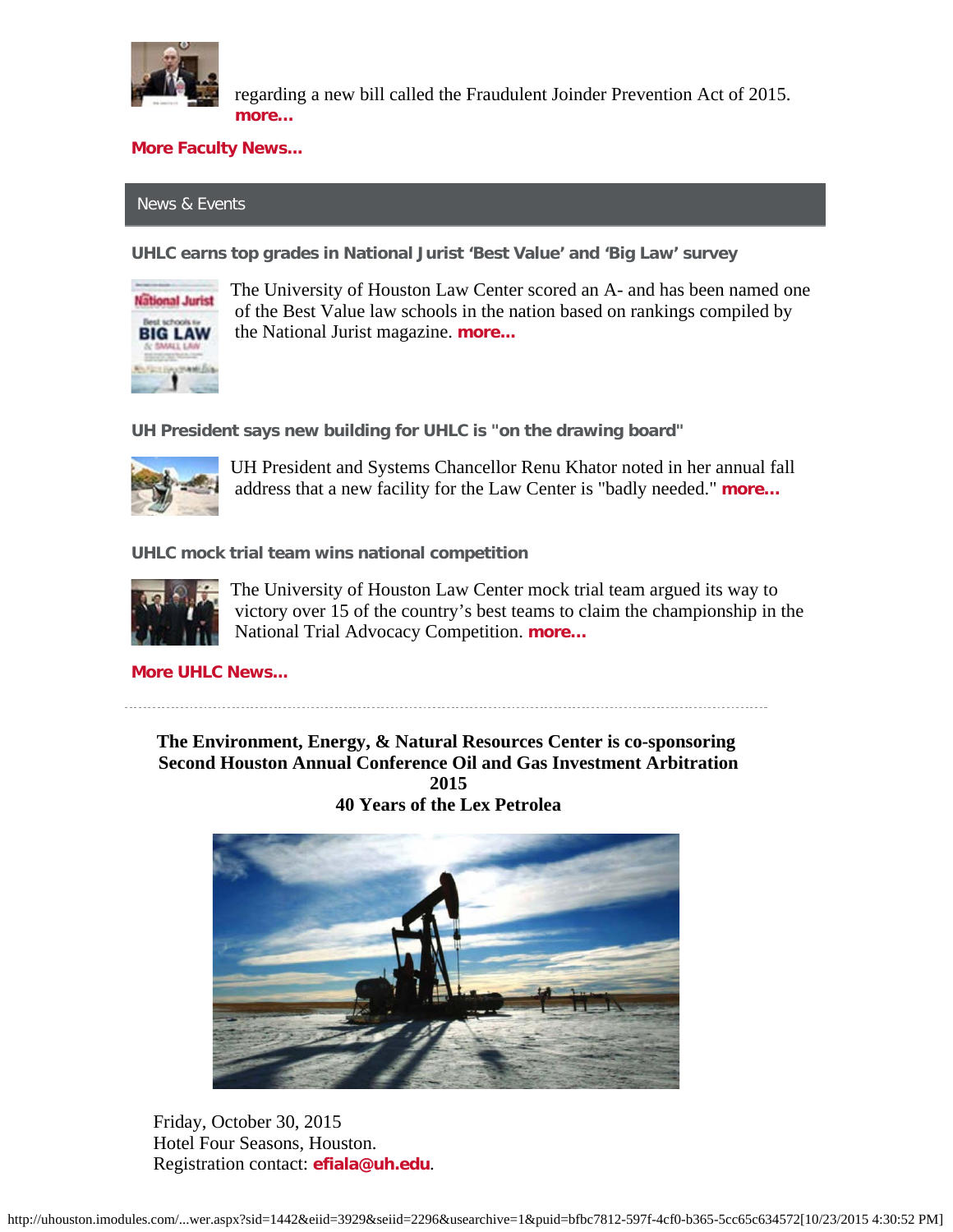regarding a new bill called the Fraudulent Joinder Prevention Act of 2015. **more...**

**More Faculty News...**

## News & Events

### UHLC earns top grades in National Jurist 'Best Value' and 'Big Law' survey

The University of Houston Law Center scored an A- and has been named one of the Best Value law schools in the nation based on rankings compiled by the National Jurist magazine. **more...**

### UH President says new building for UHLC is "on the drawing board"

UH President and Systems Chancellor Renu Khator noted in her annual fall address that a new facility for the Law Center is "badly needed." **more...**

### UHLC mock trial team wins national competition

The University of Houston Law Center mock trial team argued its way to victory over 15 of the country's best teams to claim the championship in the National Trial Advocacy Competition. **more...**

**More UHLC News...**

---

**The Environment, Energy, & Natural Resources Center is co-sponsoring Second Houston Annual Conference Oil and Gas Investment Arbitration 2015**
**40 Years of the Lex Petrolea**

Friday, October 30, 2015
Hotel Four Seasons, Houston.
Registration contact: **efiala@uh.edu**.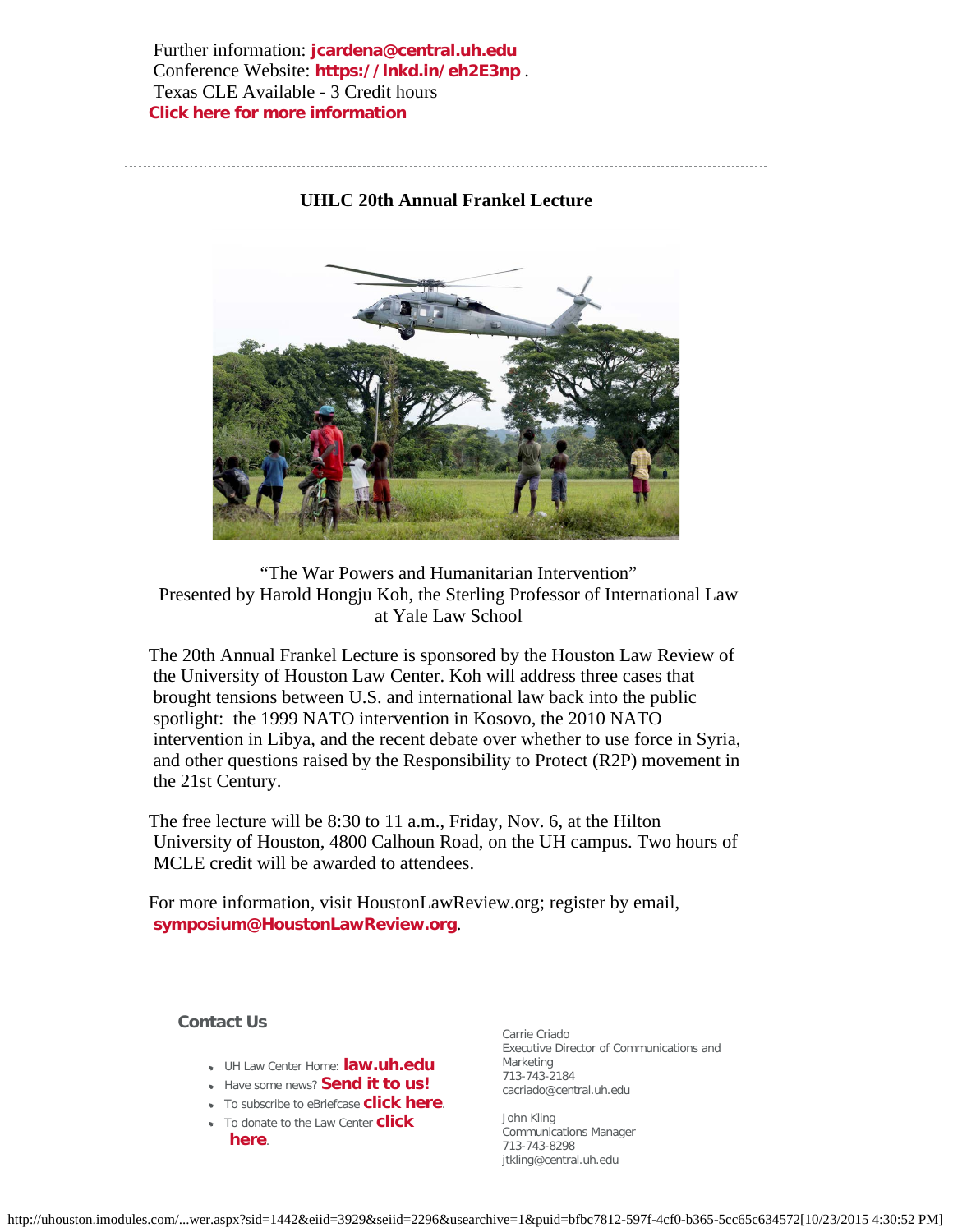Further information: **jcardena@central.uh.edu**
Conference Website: **https://lnkd.in/eh2E3np** .
Texas CLE Available - 3 Credit hours
**Click here for more information**

---

## UHLC 20th Annual Frankel Lecture

"The War Powers and Humanitarian Intervention"
Presented by Harold Hongju Koh, the Sterling Professor of International Law at Yale Law School

The 20th Annual Frankel Lecture is sponsored by the Houston Law Review of the University of Houston Law Center. Koh will address three cases that brought tensions between U.S. and international law back into the public spotlight: the 1999 NATO intervention in Kosovo, the 2010 NATO intervention in Libya, and the recent debate over whether to use force in Syria, and other questions raised by the Responsibility to Protect (R2P) movement in the 21st Century.

The free lecture will be 8:30 to 11 a.m., Friday, Nov. 6, at the Hilton University of Houston, 4800 Calhoun Road, on the UH campus. Two hours of MCLE credit will be awarded to attendees.

For more information, visit HoustonLawReview.org; register by email, **symposium@HoustonLawReview.org**.

---

### Contact Us

- UH Law Center Home: **law.uh.edu**
- Have some news? **Send it to us!**
- To subscribe to eBriefcase **click here**.
- To donate to the Law Center **click here**.

Carrie Criado
Executive Director of Communications and Marketing
713-743-2184
cacriado@central.uh.edu

John Kling
Communications Manager
713-743-8298
jtkling@central.uh.edu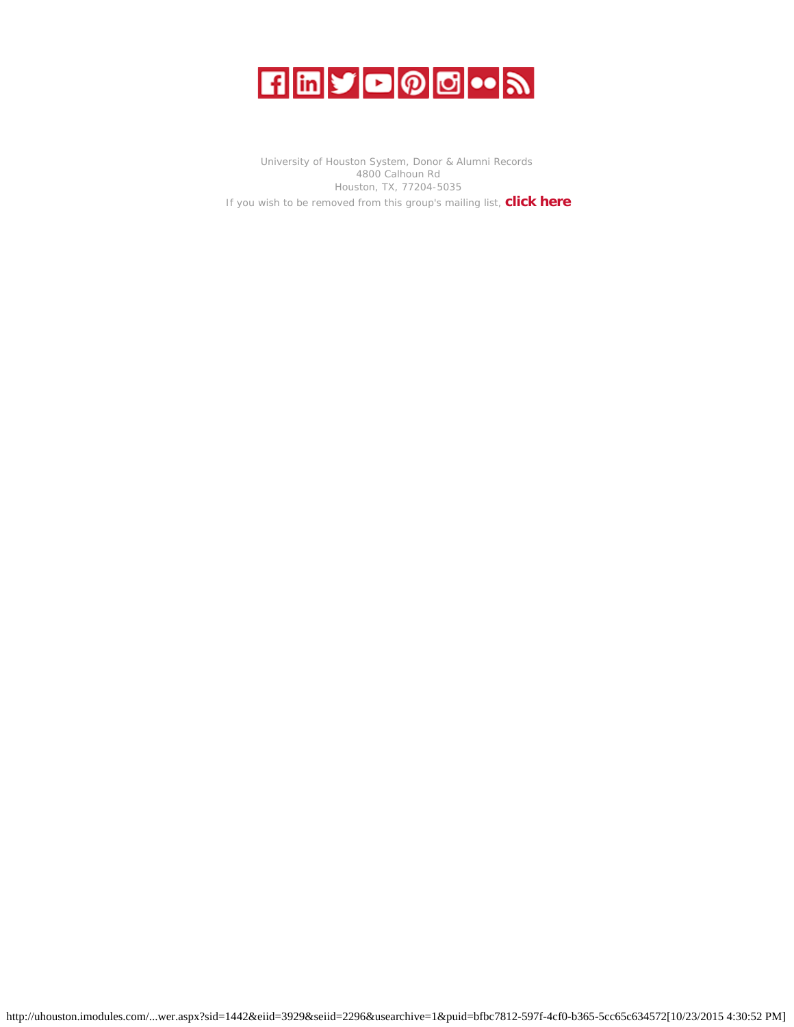University of Houston System, Donor & Alumni Records
4800 Calhoun Rd
Houston, TX, 77204-5035
If you wish to be removed from this group's mailing list, **click here**